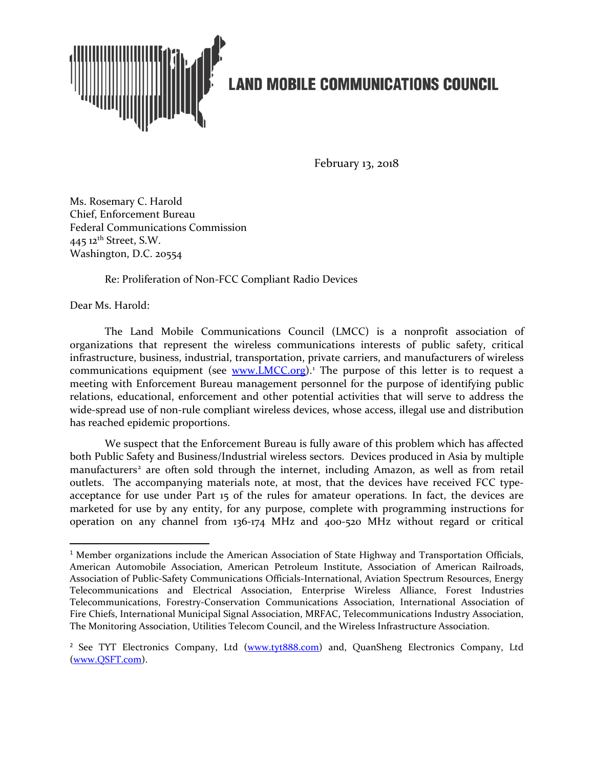# LAND MOBILE COMMUNICATIONS COUNCIL

February 13, 2018

Ms. Rosemary C. Harold
Chief, Enforcement Bureau
Federal Communications Commission
445 12th Street, S.W.
Washington, D.C. 20554

Re: Proliferation of Non-FCC Compliant Radio Devices

Dear Ms. Harold:

The Land Mobile Communications Council (LMCC) is a nonprofit association of organizations that represent the wireless communications interests of public safety, critical infrastructure, business, industrial, transportation, private carriers, and manufacturers of wireless communications equipment (see [www.LMCC.org](http://www.LMCC.org)).[1] The purpose of this letter is to request a meeting with Enforcement Bureau management personnel for the purpose of identifying public relations, educational, enforcement and other potential activities that will serve to address the wide-spread use of non-rule compliant wireless devices, whose access, illegal use and distribution has reached epidemic proportions.

We suspect that the Enforcement Bureau is fully aware of this problem which has affected both Public Safety and Business/Industrial wireless sectors. Devices produced in Asia by multiple manufacturers[2] are often sold through the internet, including Amazon, as well as from retail outlets. The accompanying materials note, at most, that the devices have received FCC type-acceptance for use under Part 15 of the rules for amateur operations. In fact, the devices are marketed for use by any entity, for any purpose, complete with programming instructions for operation on any channel from 136-174 MHz and 400-520 MHz without regard or critical

---

[1] Member organizations include the American Association of State Highway and Transportation Officials, American Automobile Association, American Petroleum Institute, Association of American Railroads, Association of Public-Safety Communications Officials-International, Aviation Spectrum Resources, Energy Telecommunications and Electrical Association, Enterprise Wireless Alliance, Forest Industries Telecommunications, Forestry-Conservation Communications Association, International Association of Fire Chiefs, International Municipal Signal Association, MRFAC, Telecommunications Industry Association, The Monitoring Association, Utilities Telecom Council, and the Wireless Infrastructure Association.

[2] See TYT Electronics Company, Ltd ([www.tyt888.com](http://www.tyt888.com)) and, QuanSheng Electronics Company, Ltd ([www.QSFT.com](http://www.QSFT.com)).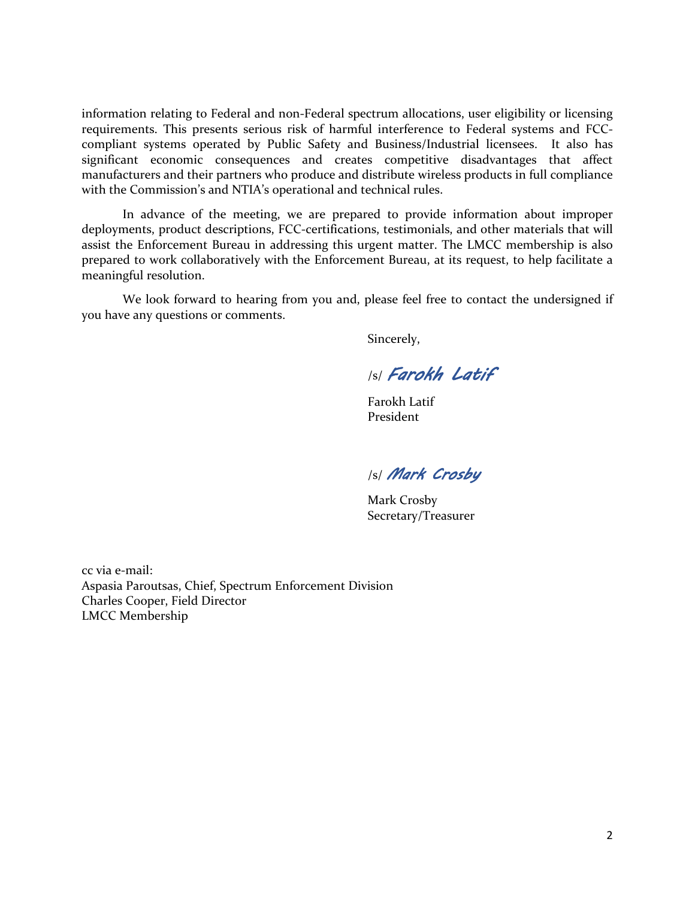information relating to Federal and non-Federal spectrum allocations, user eligibility or licensing requirements. This presents serious risk of harmful interference to Federal systems and FCC-compliant systems operated by Public Safety and Business/Industrial licensees. It also has significant economic consequences and creates competitive disadvantages that affect manufacturers and their partners who produce and distribute wireless products in full compliance with the Commission's and NTIA's operational and technical rules.

In advance of the meeting, we are prepared to provide information about improper deployments, product descriptions, FCC-certifications, testimonials, and other materials that will assist the Enforcement Bureau in addressing this urgent matter. The LMCC membership is also prepared to work collaboratively with the Enforcement Bureau, at its request, to help facilitate a meaningful resolution.

We look forward to hearing from you and, please feel free to contact the undersigned if you have any questions or comments.

Sincerely,

/s/ *Farokh Latif*

Farokh Latif
President

/s/ *Mark Crosby*

Mark Crosby
Secretary/Treasurer

cc via e-mail:
Aspasia Paroutsas, Chief, Spectrum Enforcement Division
Charles Cooper, Field Director
LMCC Membership